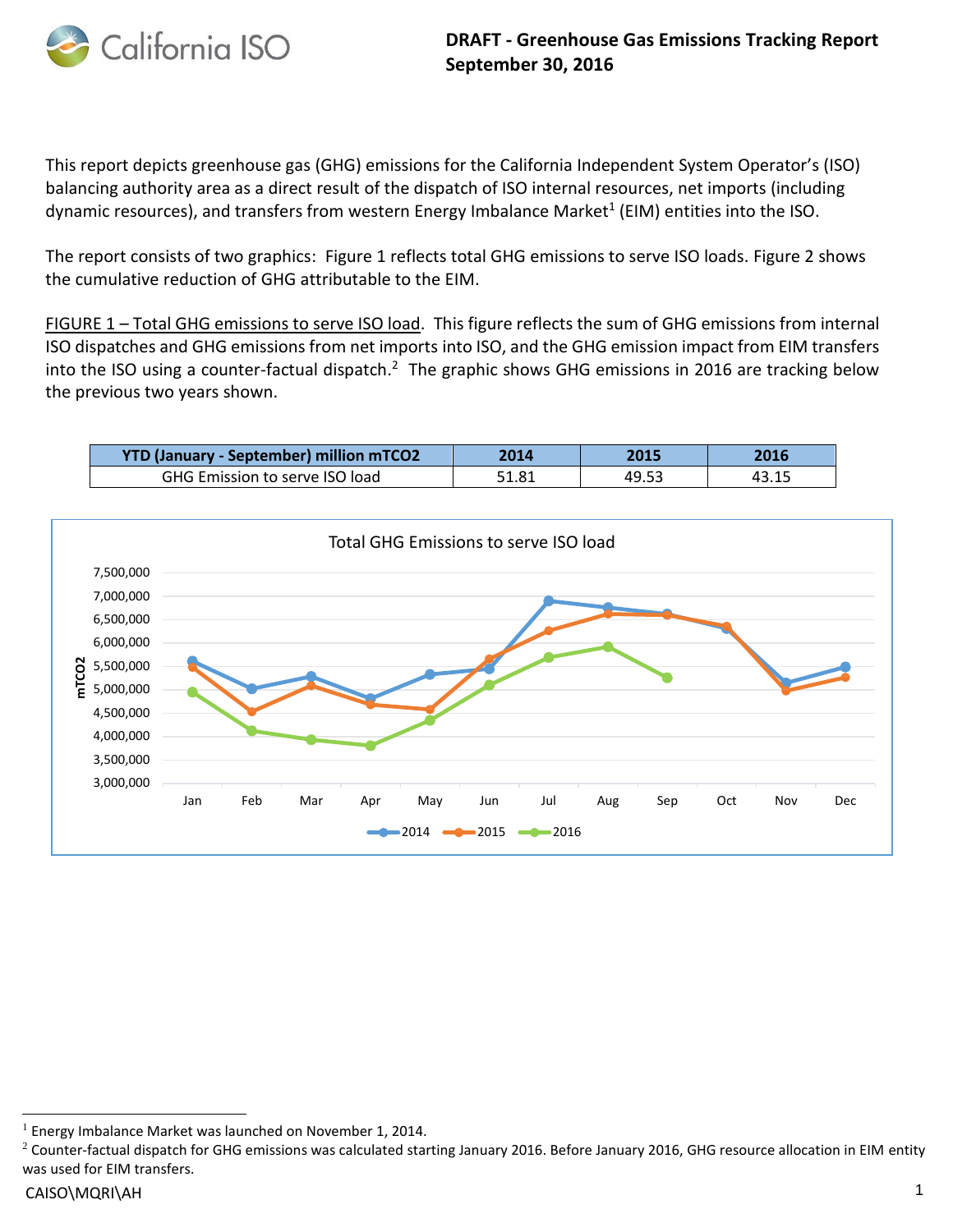# DRAFT - Greenhouse Gas Emissions Tracking Report
## September 30, 2016

This report depicts greenhouse gas (GHG) emissions for the California Independent System Operator's (ISO) balancing authority area as a direct result of the dispatch of ISO internal resources, net imports (including dynamic resources), and transfers from western Energy Imbalance Market[1] (EIM) entities into the ISO.

The report consists of two graphics: Figure 1 reflects total GHG emissions to serve ISO loads. Figure 2 shows the cumulative reduction of GHG attributable to the EIM.

FIGURE 1 – Total GHG emissions to serve ISO load. This figure reflects the sum of GHG emissions from internal ISO dispatches and GHG emissions from net imports into ISO, and the GHG emission impact from EIM transfers into the ISO using a counter-factual dispatch.[2] The graphic shows GHG emissions in 2016 are tracking below the previous two years shown.

| YTD (January - September) million mTCO2 | 2014 | 2015 | 2016 |
|---|---|---|---|
| GHG Emission to serve ISO load | 51.81 | 49.53 | 43.15 |

Total GHG Emissions to serve ISO load

---

[1] Energy Imbalance Market was launched on November 1, 2014.

[2] Counter-factual dispatch for GHG emissions was calculated starting January 2016. Before January 2016, GHG resource allocation in EIM entity was used for EIM transfers.

CAISO\MQRI\AH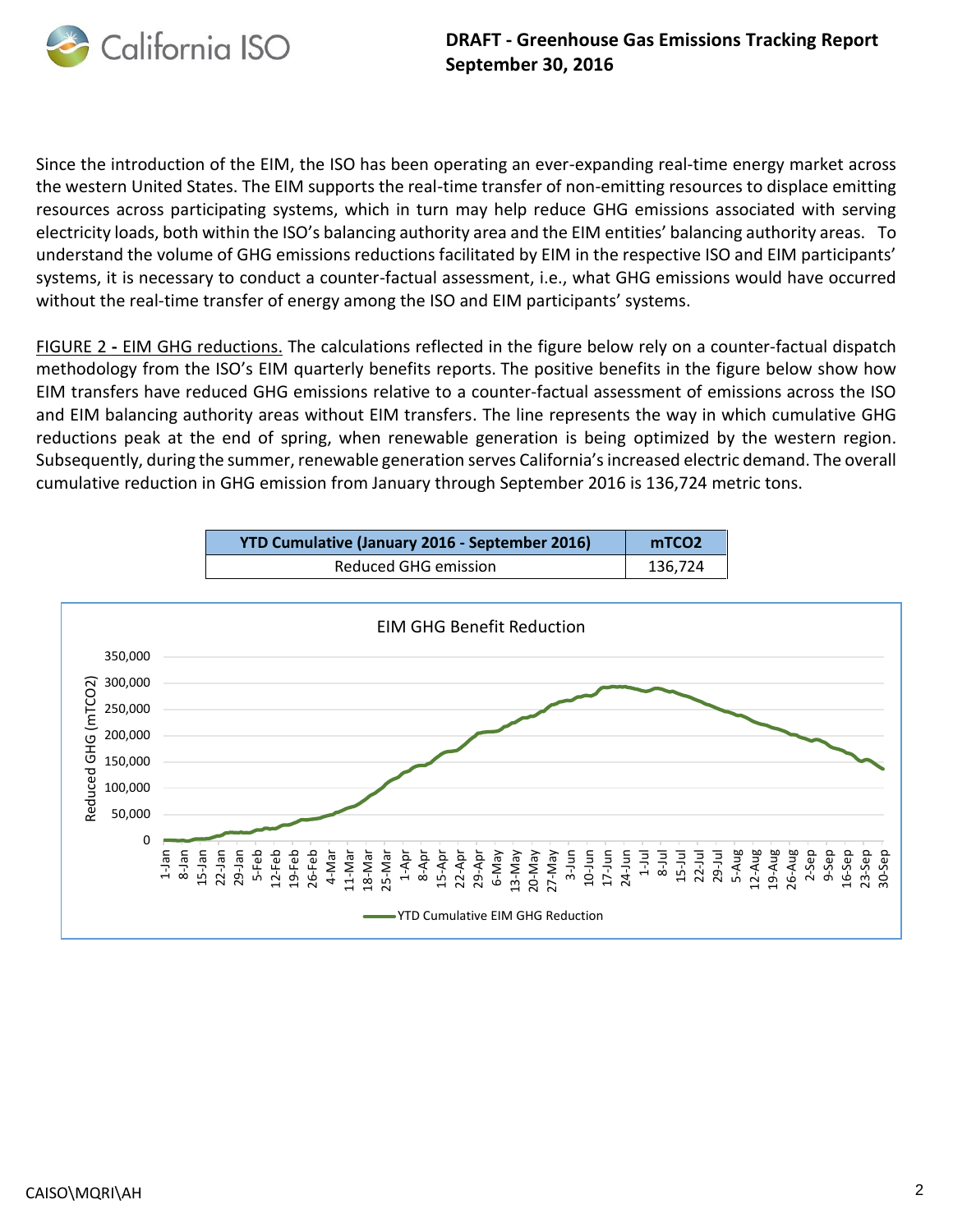Since the introduction of the EIM, the ISO has been operating an ever-expanding real-time energy market across the western United States. The EIM supports the real-time transfer of non-emitting resources to displace emitting resources across participating systems, which in turn may help reduce GHG emissions associated with serving electricity loads, both within the ISO's balancing authority area and the EIM entities' balancing authority areas. To understand the volume of GHG emissions reductions facilitated by EIM in the respective ISO and EIM participants' systems, it is necessary to conduct a counter-factual assessment, i.e., what GHG emissions would have occurred without the real-time transfer of energy among the ISO and EIM participants' systems.

FIGURE 2 - EIM GHG reductions. The calculations reflected in the figure below rely on a counter-factual dispatch methodology from the ISO's EIM quarterly benefits reports. The positive benefits in the figure below show how EIM transfers have reduced GHG emissions relative to a counter-factual assessment of emissions across the ISO and EIM balancing authority areas without EIM transfers. The line represents the way in which cumulative GHG reductions peak at the end of spring, when renewable generation is being optimized by the western region. Subsequently, during the summer, renewable generation serves California's increased electric demand. The overall cumulative reduction in GHG emission from January through September 2016 is 136,724 metric tons.

| YTD Cumulative (January 2016 - September 2016) | mTCO2 |
|---|---|
| Reduced GHG emission | 136,724 |

EIM GHG Benefit Reduction

Reduced GHG (mTCO2)

350,000
300,000
250,000
200,000
150,000
100,000
50,000
0

1-Jan 8-Jan 15-Jan 22-Jan 29-Jan 5-Feb 12-Feb 19-Feb 26-Feb 4-Mar 11-Mar 18-Mar 25-Mar 1-Apr 8-Apr 15-Apr 22-Apr 29-Apr 6-May 13-May 20-May 27-May 3-Jun 10-Jun 17-Jun 24-Jun 1-Jul 8-Jul 15-Jul 22-Jul 29-Jul 5-Aug 12-Aug 19-Aug 26-Aug 2-Sep 9-Sep 16-Sep 23-Sep 30-Sep

YTD Cumulative EIM GHG Reduction